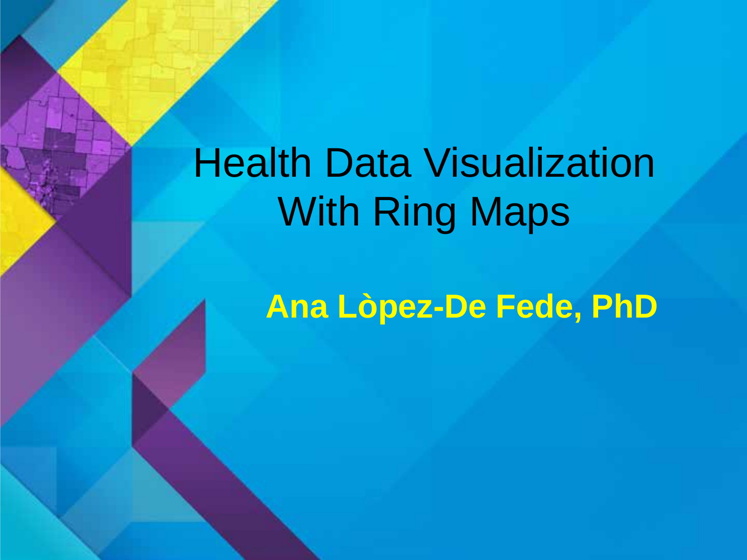# Health Data Visualization With Ring Maps

**Ana Lòpez-De Fede, PhD**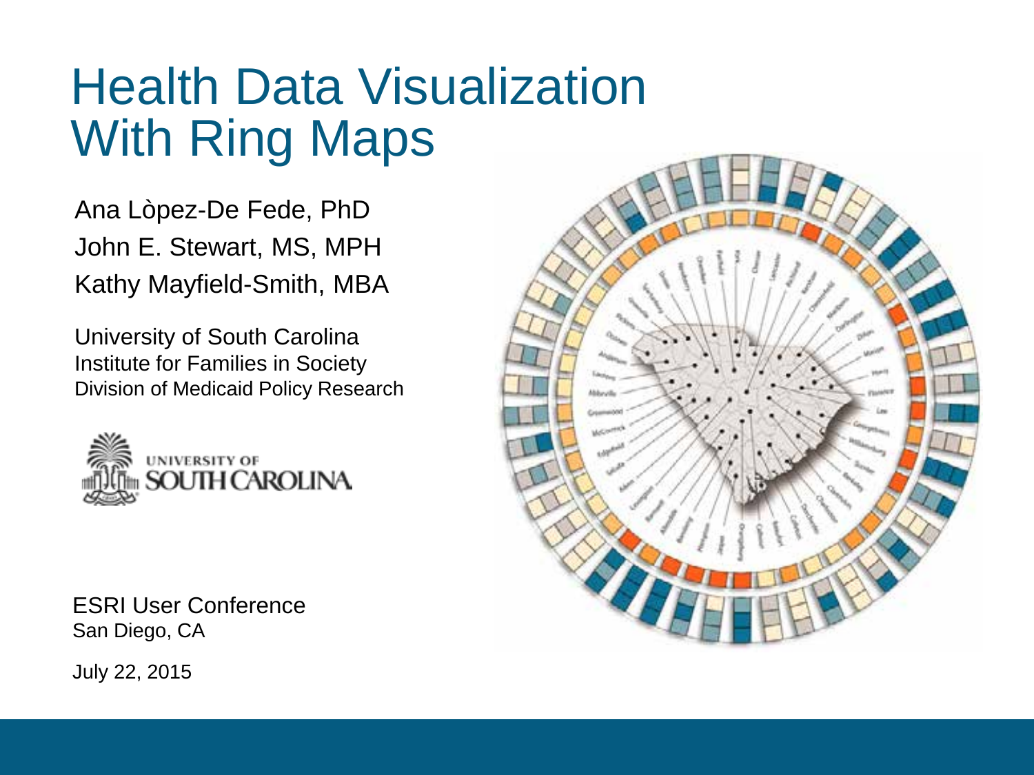# Health Data Visualization With Ring Maps

Ana Lòpez-De Fede, PhD

John E. Stewart, MS, MPH

Kathy Mayfield-Smith, MBA

University of South Carolina

Institute for Families in Society

Division of Medicaid Policy Research

ESRI User Conference

San Diego, CA

July 22, 2015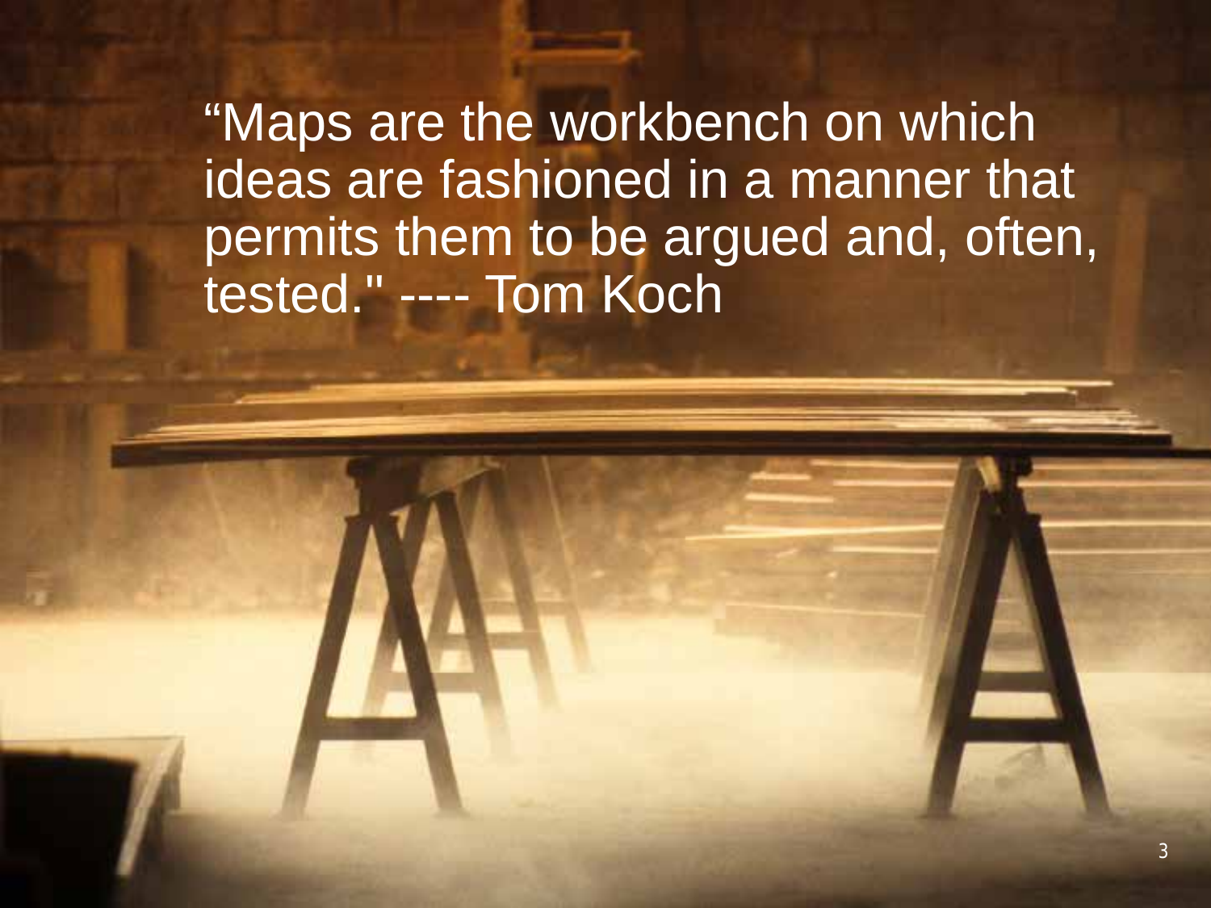“Maps are the workbench on which ideas are fashioned in a manner that permits them to be argued and, often, tested." ---- Tom Koch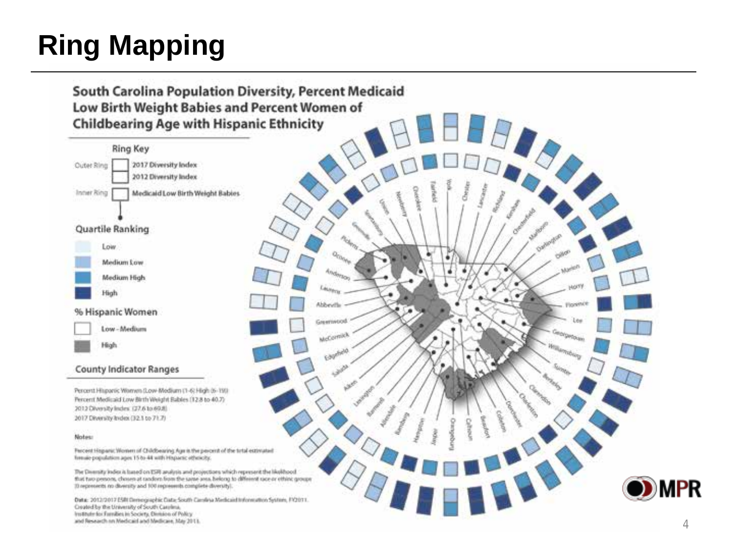# Ring Mapping

## South Carolina Population Diversity, Percent Medicaid Low Birth Weight Babies and Percent Women of Childbearing Age with Hispanic Ethnicity

### Ring Key

Outer Ring: 2017 Diversity Index; 2012 Diversity Index

Inner Ring: Medicaid Low Birth Weight Babies

### Quartile Ranking

- Low
- Medium Low
- Medium High
- High

### % Hispanic Women

- Low - Medium
- High

### County Indicator Ranges

Percent Hispanic Women (Low-Medium (1-6) High (6-19))
Percent Medicaid Low Birth Weight Babies (12.8 to 40.7)
2012 Diversity Index (27.6 to 69.8)
2017 Diversity Index (32.1 to 71.7)

**Notes:**

Percent Hispanic Women of Childbearing Age is the percent of the total estimated female population ages 15 to 44 with Hispanic ethnicity.

The Diversity Index is based on ESRI analysis and projections which represent the likelihood that two persons, chosen at random from the same area, belong to different race or ethnic groups (0 represents no diversity and 100 represents complete diversity).

**Data:** 2012/2017 ESRI Demographic Data; South Carolina Medicaid Information System, FY2011.
Created by the University of South Carolina,
Institute for Families in Society, Division of Policy
and Research on Medicaid and Medicare, May 2013.

Counties: Union, Newberry, Cherokee, Fairfield, York, Chester, Lancaster, Richland, Kershaw, Chesterfield, Marlboro, Darlington, Dillon, Marion, Horry, Florence, Lee, Georgetown, Williamsburg, Sumter, Berkeley, Clarendon, Charleston, Dorchester, Colleton, Beaufort, Calhoun, Orangeburg, Jasper, Hampton, Bamberg, Allendale, Barnwell, Lexington, Aiken, Saluda, Edgefield, McCormick, Greenwood, Abbeville, Laurens, Anderson, Oconee, Pickens, Greenville, Spartanburg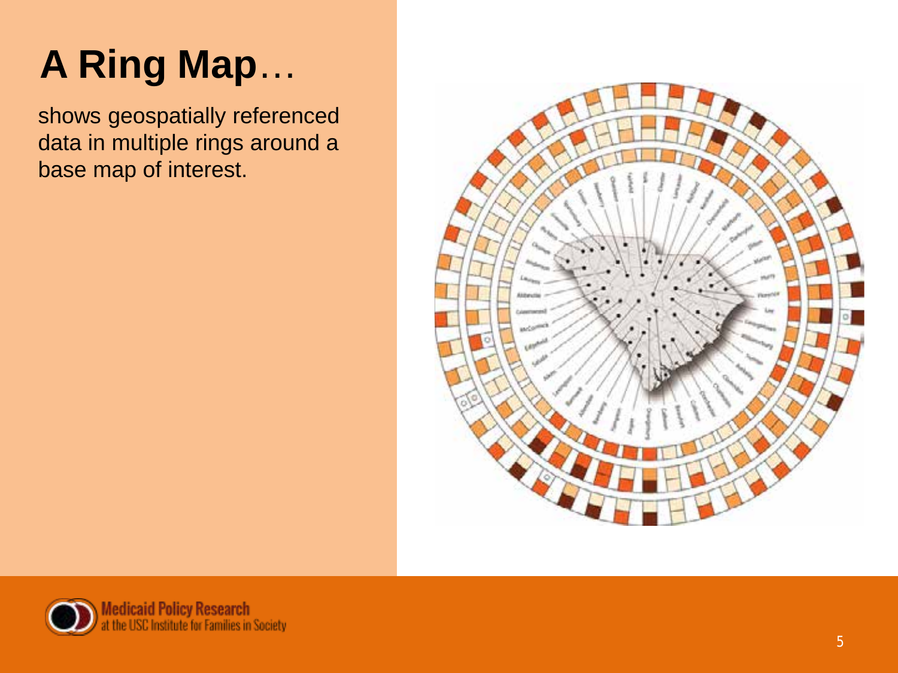# A Ring Map…

shows geospatially referenced data in multiple rings around a base map of interest.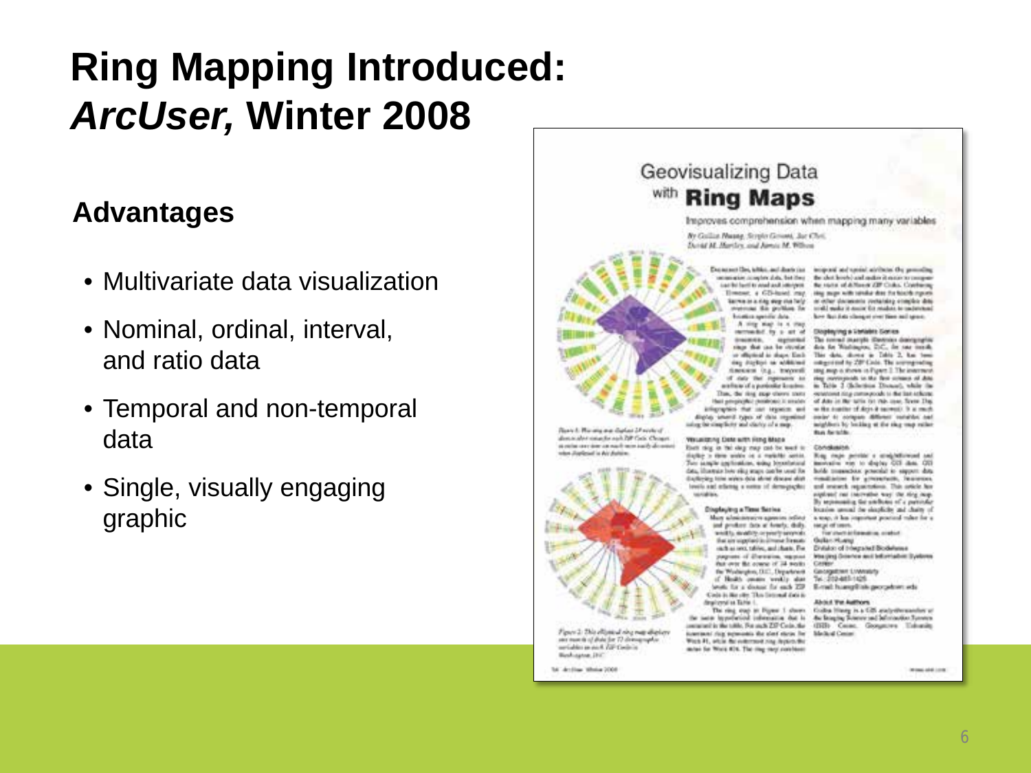# Ring Mapping Introduced: *ArcUser,* Winter 2008

## Advantages

- Multivariate data visualization
- Nominal, ordinal, interval, and ratio data
- Temporal and non-temporal data
- Single, visually engaging graphic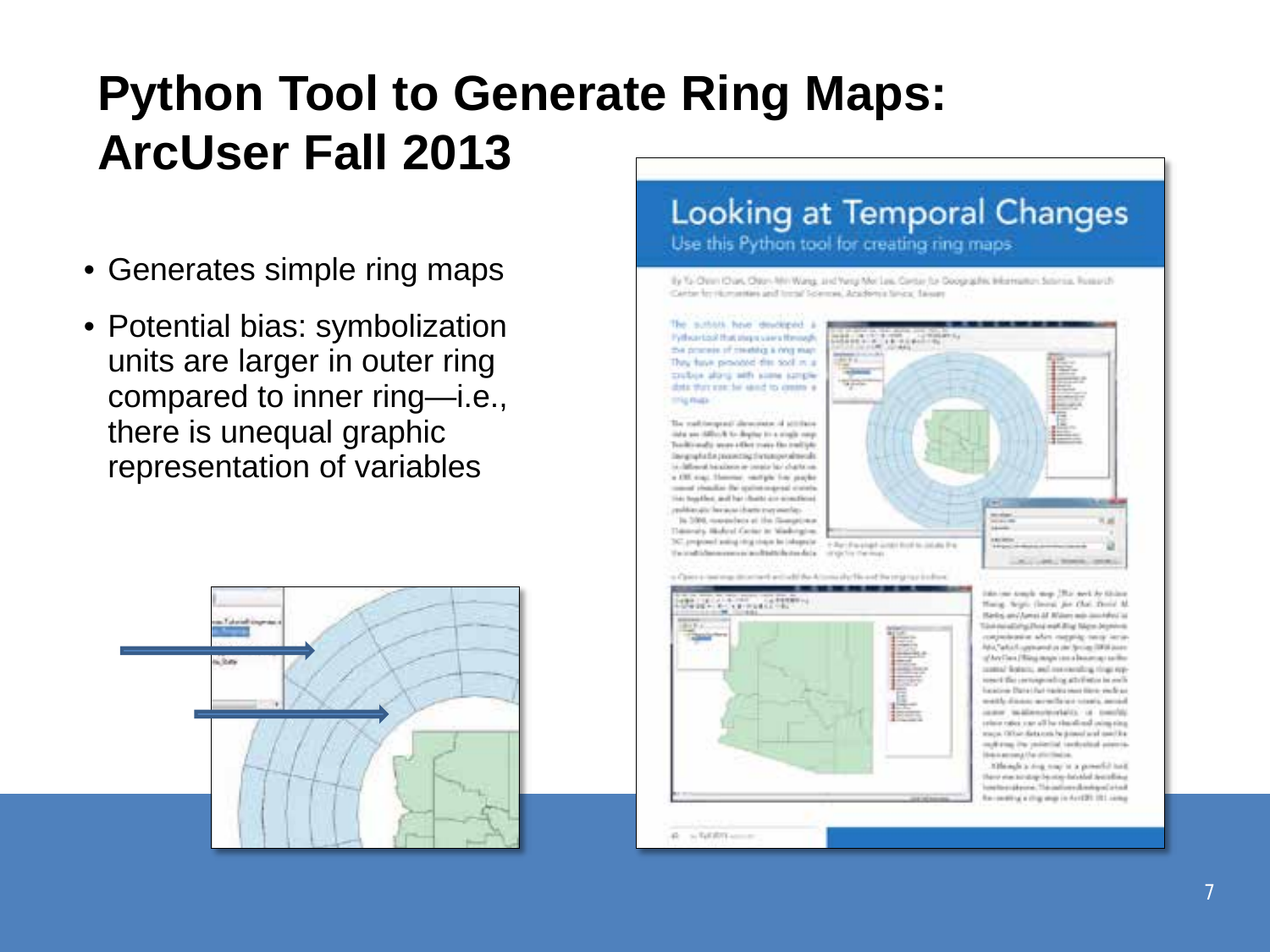# Python Tool to Generate Ring Maps: ArcUser Fall 2013

- Generates simple ring maps
- Potential bias: symbolization units are larger in outer ring compared to inner ring—i.e., there is unequal graphic representation of variables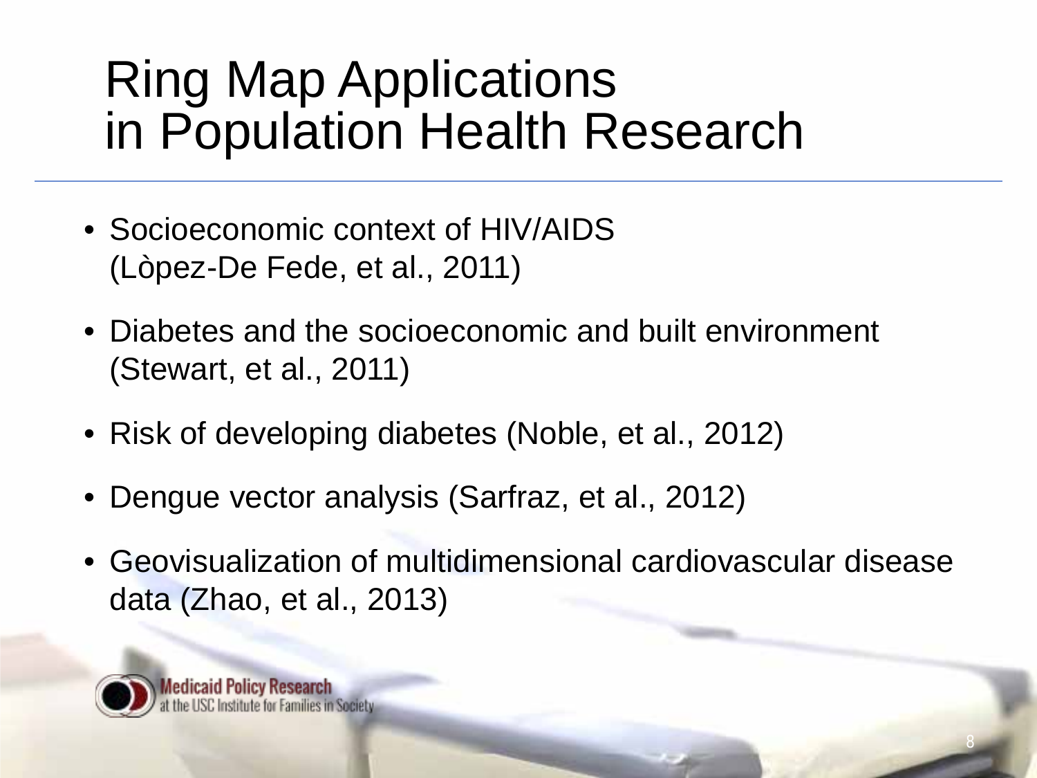# Ring Map Applications in Population Health Research

- Socioeconomic context of HIV/AIDS (Lòpez-De Fede, et al., 2011)
- Diabetes and the socioeconomic and built environment (Stewart, et al., 2011)
- Risk of developing diabetes (Noble, et al., 2012)
- Dengue vector analysis (Sarfraz, et al., 2012)
- Geovisualization of multidimensional cardiovascular disease data (Zhao, et al., 2013)

Medicaid Policy Research at the USC Institute for Families in Society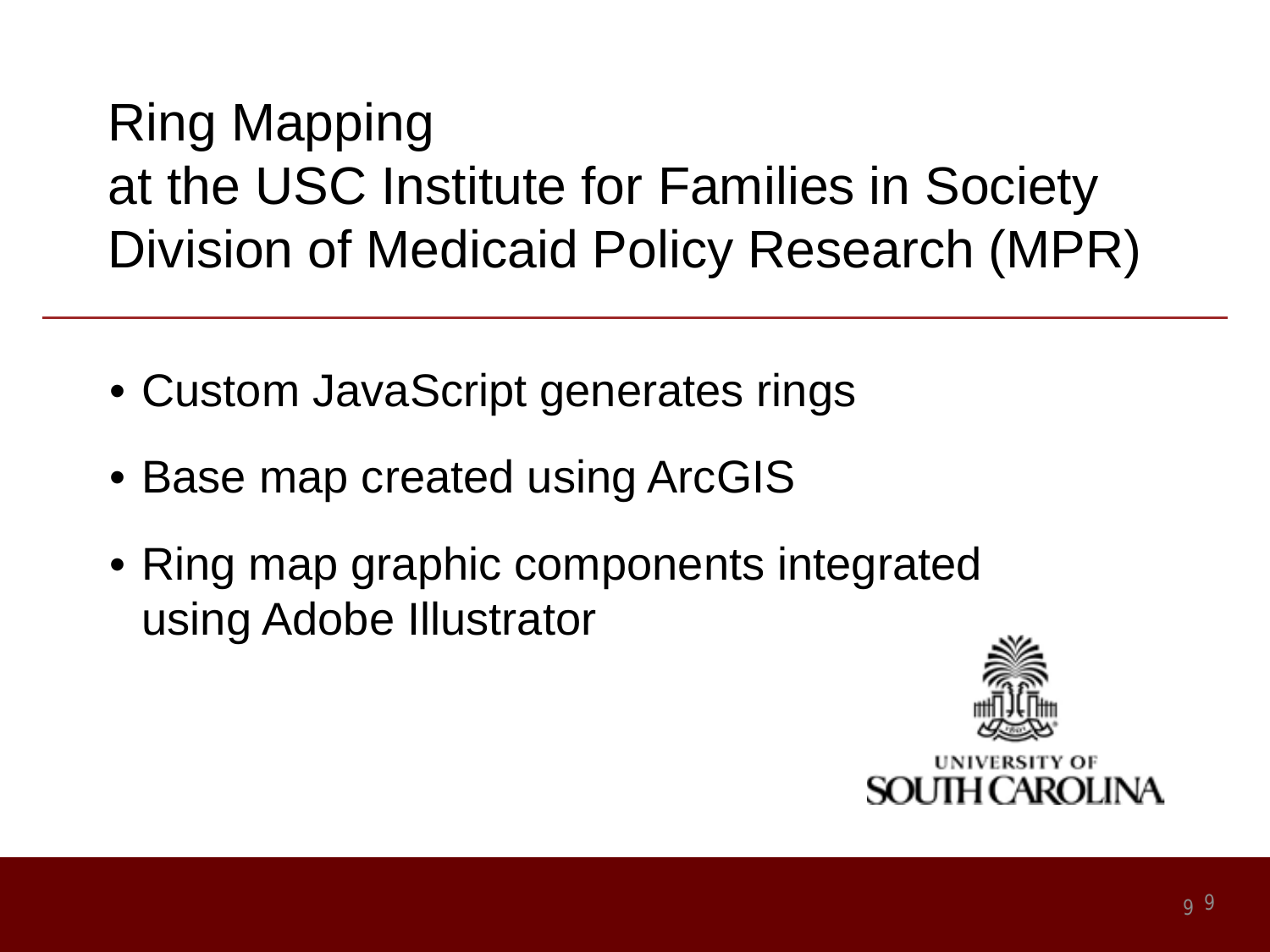# Ring Mapping at the USC Institute for Families in Society Division of Medicaid Policy Research (MPR)

- Custom JavaScript generates rings
- Base map created using ArcGIS
- Ring map graphic components integrated using Adobe Illustrator

UNIVERSITY OF SOUTH CAROLINA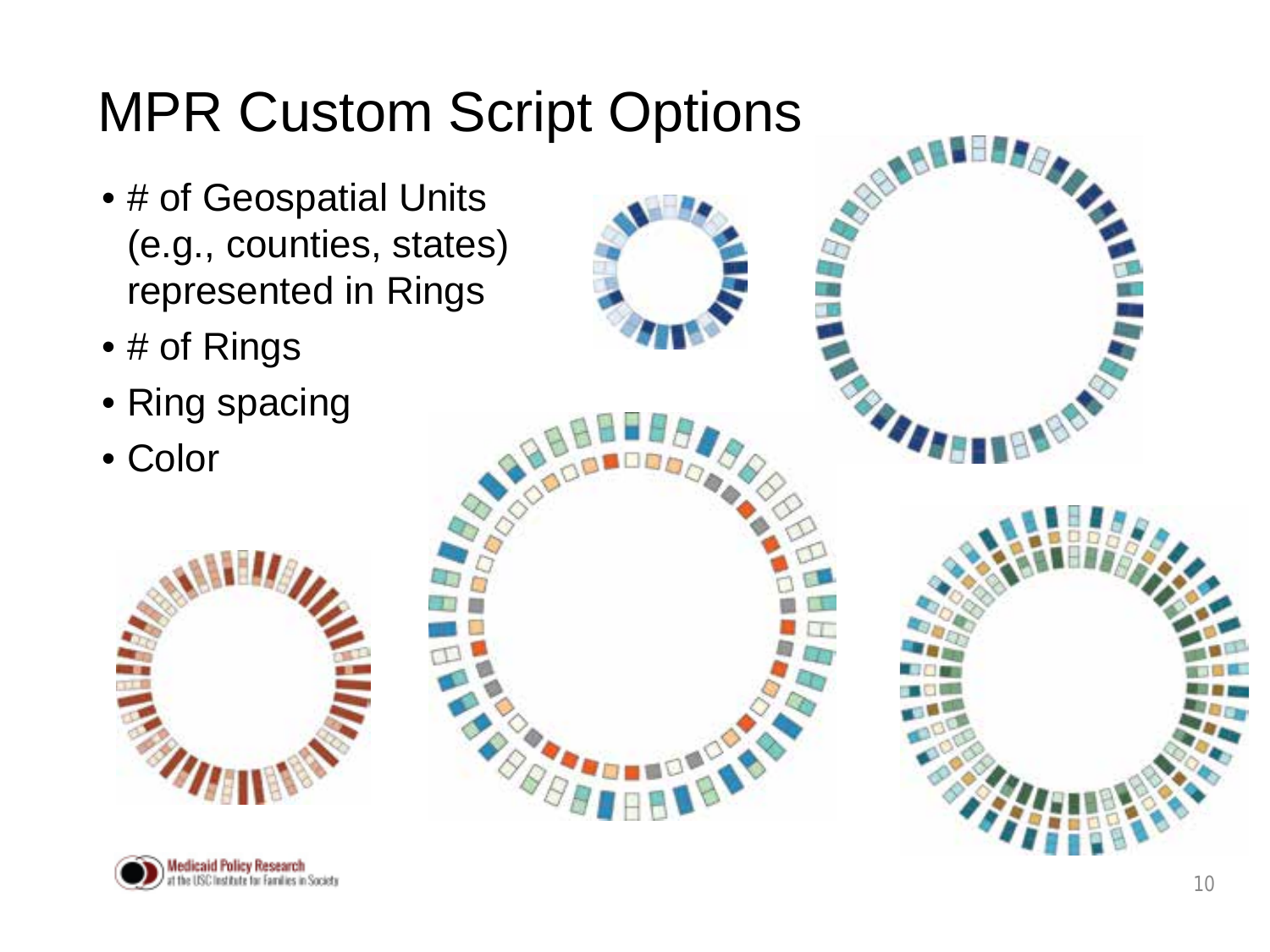# MPR Custom Script Options

- # of Geospatial Units (e.g., counties, states) represented in Rings
- # of Rings
- Ring spacing
- Color

Medicaid Policy Research at the USC Institute for Families in Society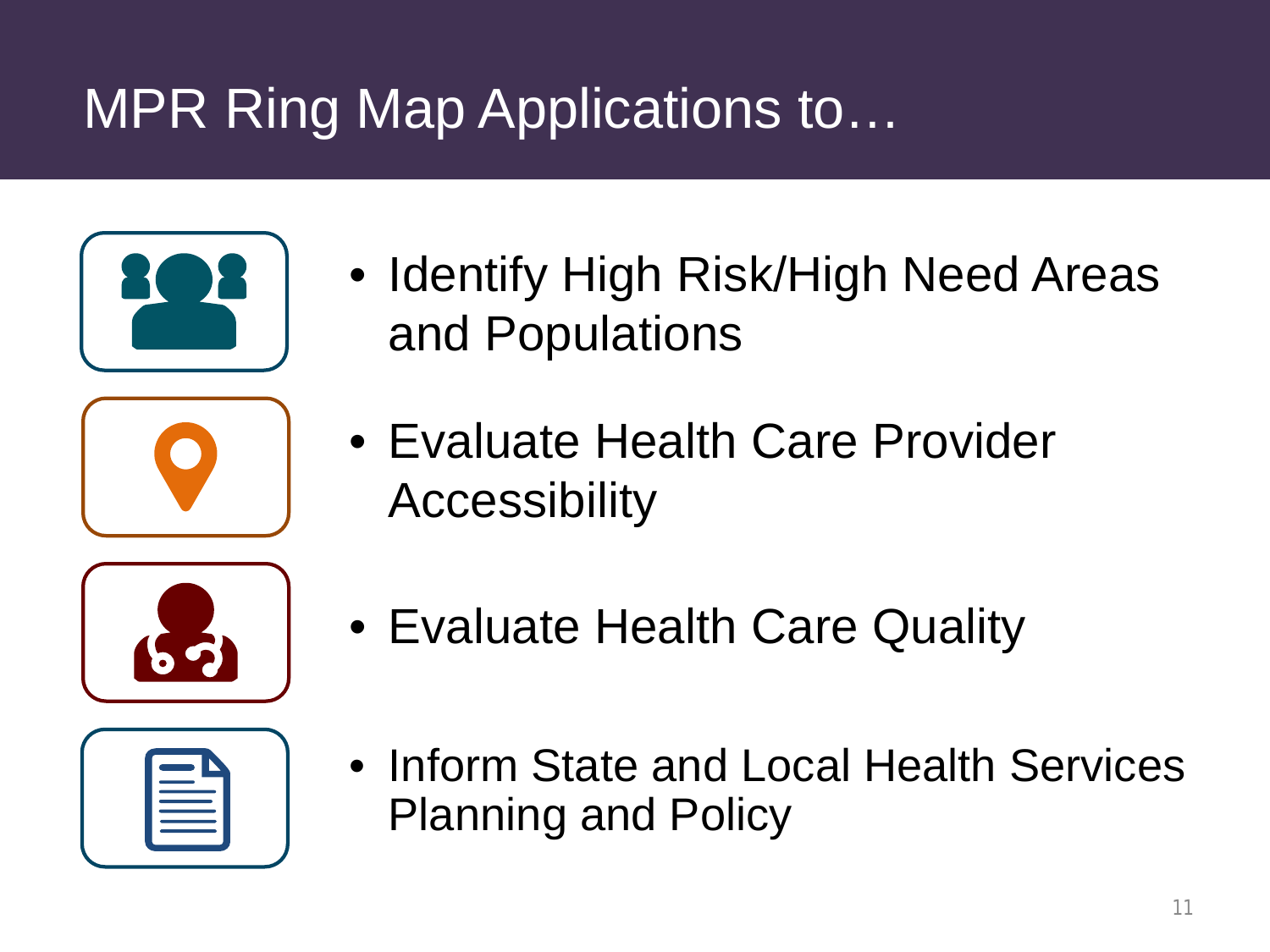# MPR Ring Map Applications to…

- Identify High Risk/High Need Areas and Populations
- Evaluate Health Care Provider Accessibility
- Evaluate Health Care Quality
- Inform State and Local Health Services Planning and Policy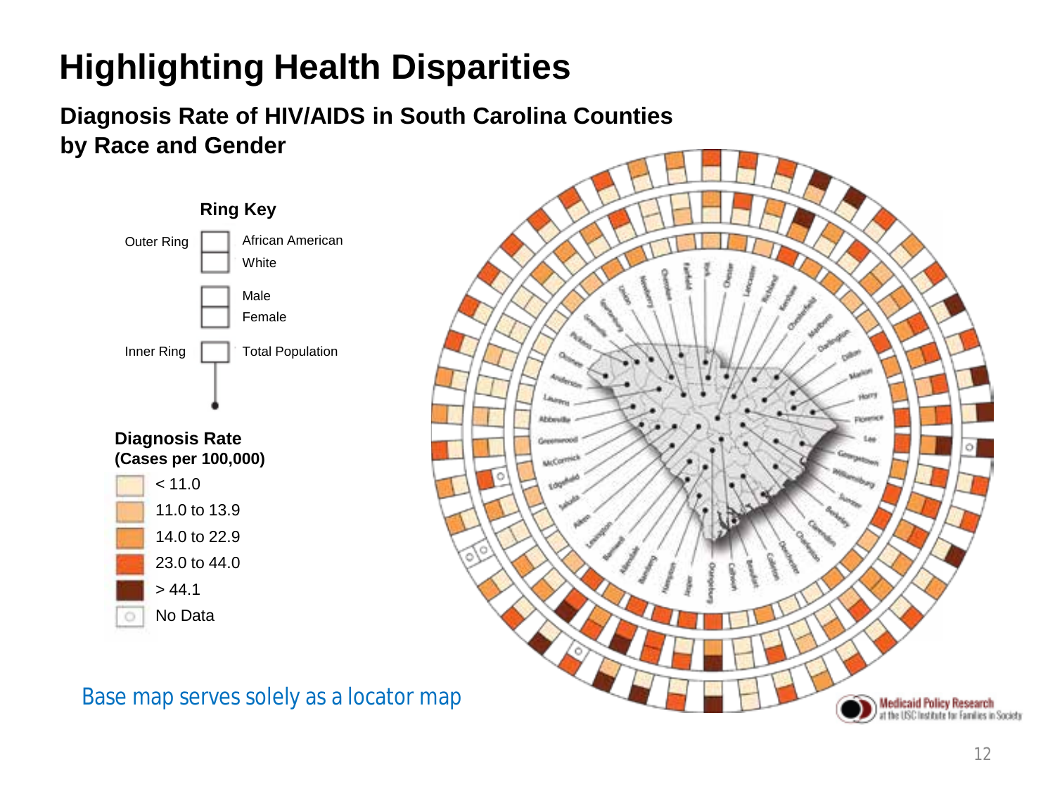# Highlighting Health Disparities

## Diagnosis Rate of HIV/AIDS in South Carolina Counties by Race and Gender

**Ring Key**

- Outer Ring: African American / White
- Male / Female
- Inner Ring: Total Population

**Diagnosis Rate (Cases per 100,000)**

- < 11.0
- 11.0 to 13.9
- 14.0 to 22.9
- 23.0 to 44.0
- > 44.1
- No Data

Base map serves solely as a locator map

Medicaid Policy Research at the USC Institute for Families in Society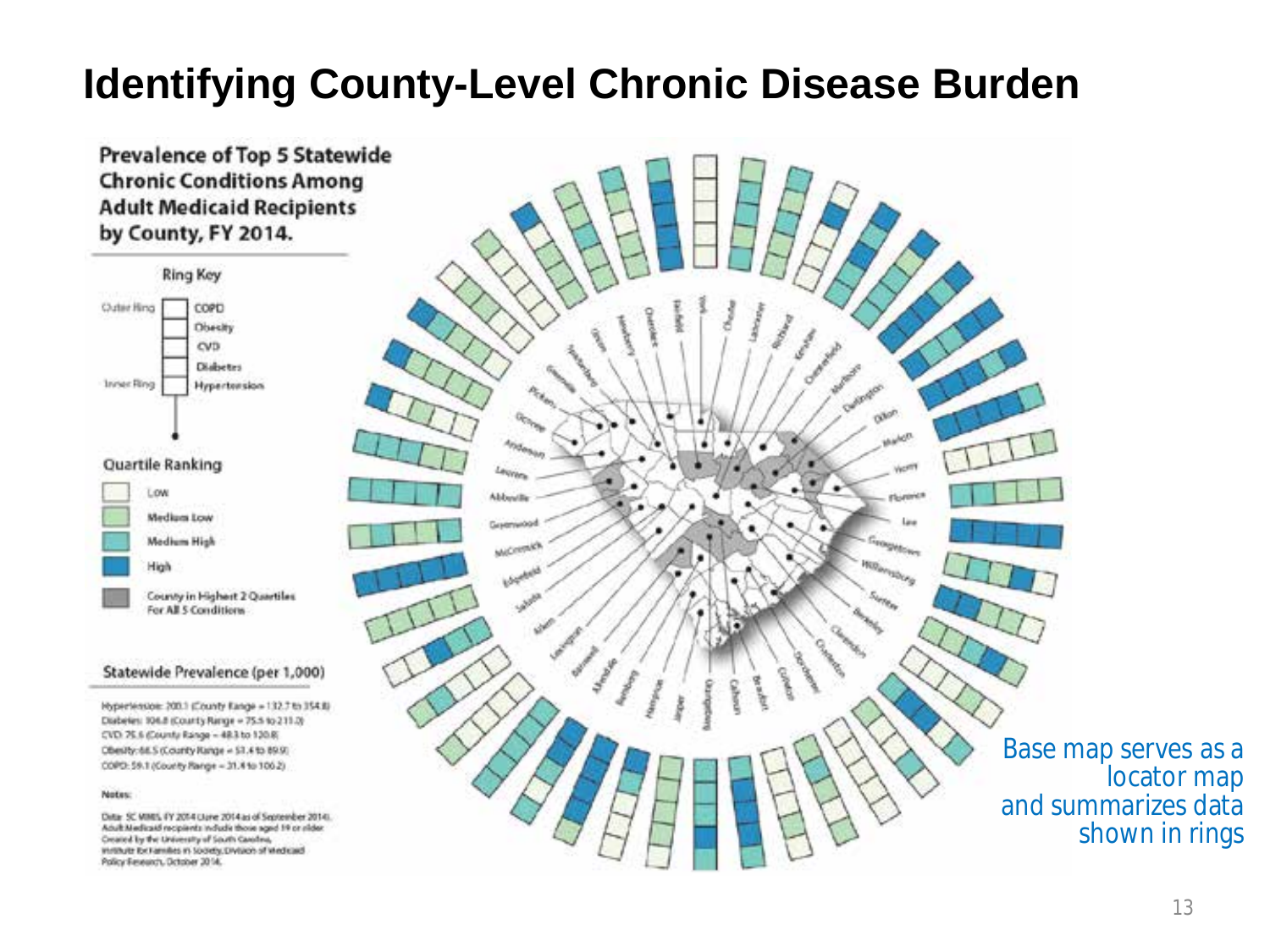# Identifying County-Level Chronic Disease Burden

**Prevalence of Top 5 Statewide Chronic Conditions Among Adult Medicaid Recipients by County, FY 2014.**

**Ring Key**

Outer Ring: COPD, Obesity, CVD, Diabetes, Hypertension :Inner Ring

**Quartile Ranking**

- Low
- Medium Low
- Medium High
- High
- County in Highest 2 Quartiles For All 5 Conditions

**Statewide Prevalence (per 1,000)**

Hypertension: 200.1 (County Range = 132.7 to 354.8)
Diabetes: 106.8 (County Range = 75.5 to 211.0)
CVD: 75.6 (County Range = 48.3 to 120.8)
Obesity: 68.5 (County Range = 51.4 to 89.9)
COPD: 59.1 (County Range = 31.4 to 106.2)

**Notes:**

Data: SC MMIS, FY 2014 (June 2014 as of September 2014).
Adult Medicaid recipients include those aged 19 or older.
Created by the University of South Carolina, Institute for Families in Society, Division of Medicaid Policy Research, October 2014.

Base map serves as a locator map and summarizes data shown in rings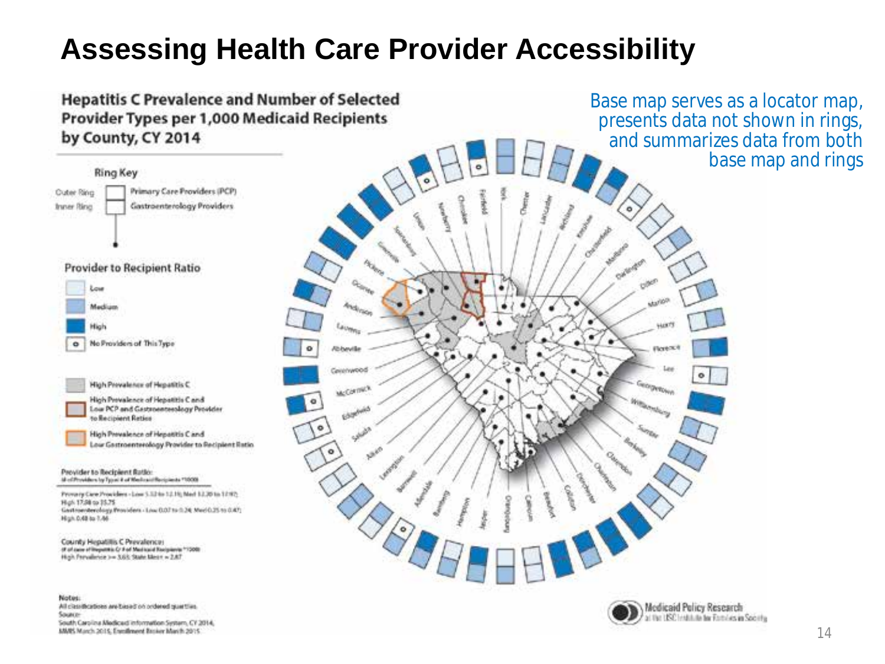# Assessing Health Care Provider Accessibility

**Hepatitis C Prevalence and Number of Selected Provider Types per 1,000 Medicaid Recipients by County, CY 2014**

Base map serves as a locator map, presents data not shown in rings, and summarizes data from both base map and rings

Ring Key

- Outer Ring: Primary Care Providers (PCP)
- Inner Ring: Gastroenterology Providers

Provider to Recipient Ratio

- Low
- Medium
- High
- No Providers of This Type

- High Prevalence of Hepatitis C
- High Prevalence of Hepatitis C and Low PCP and Gastroenterology Provider to Recipient Ratios
- High Prevalence of Hepatitis C and Low Gastroenterology Provider to Recipient Ratio

Provider to Recipient Ratio:
(# of Providers by Type / # of Medicaid Recipients *1000)

Primary Care Providers - Low 1.52 to 12.19; Med 12.20 to 17.97; High 17.98 to 35.75
Gastroenterology Providers - Low 0.07 to 0.24; Med 0.25 to 0.47; High 0.48 to 1.46

County Hepatitis C Prevalence:
(# of case of Hepatitis C / # of Medicaid Recipients *1000)
High Prevalence >= 3.65; State Mean = 2.87

Notes:
All classifications are based on ordered quartiles.
Source:
South Carolina Medicaid Information System, CY 2014, MMIS March 2015, Enrollment Broker March 2015

Counties: Spartanburg, Union, Newberry, Chester, Fairfield, York, Chesterfield, Lancaster, Richland, Kershaw, Chesterfield, Marlboro, Darlington, Dillon, Marion, Horry, Florence, Lee, Georgetown, Williamsburg, Sumter, Berkeley, Clarendon, Orangeburg, Dorchester, Colleton, Beaufort, Calhoun, Orangeburg, Jasper, Hampton, Bamberg, Allendale, Barnwell, Lexington, Aiken, Saluda, Edgefield, McCormick, Greenwood, Abbeville, Laurens, Anderson, Oconee, Pickens, Greenville

Medicaid Policy Research at the USC Institute for Families in Society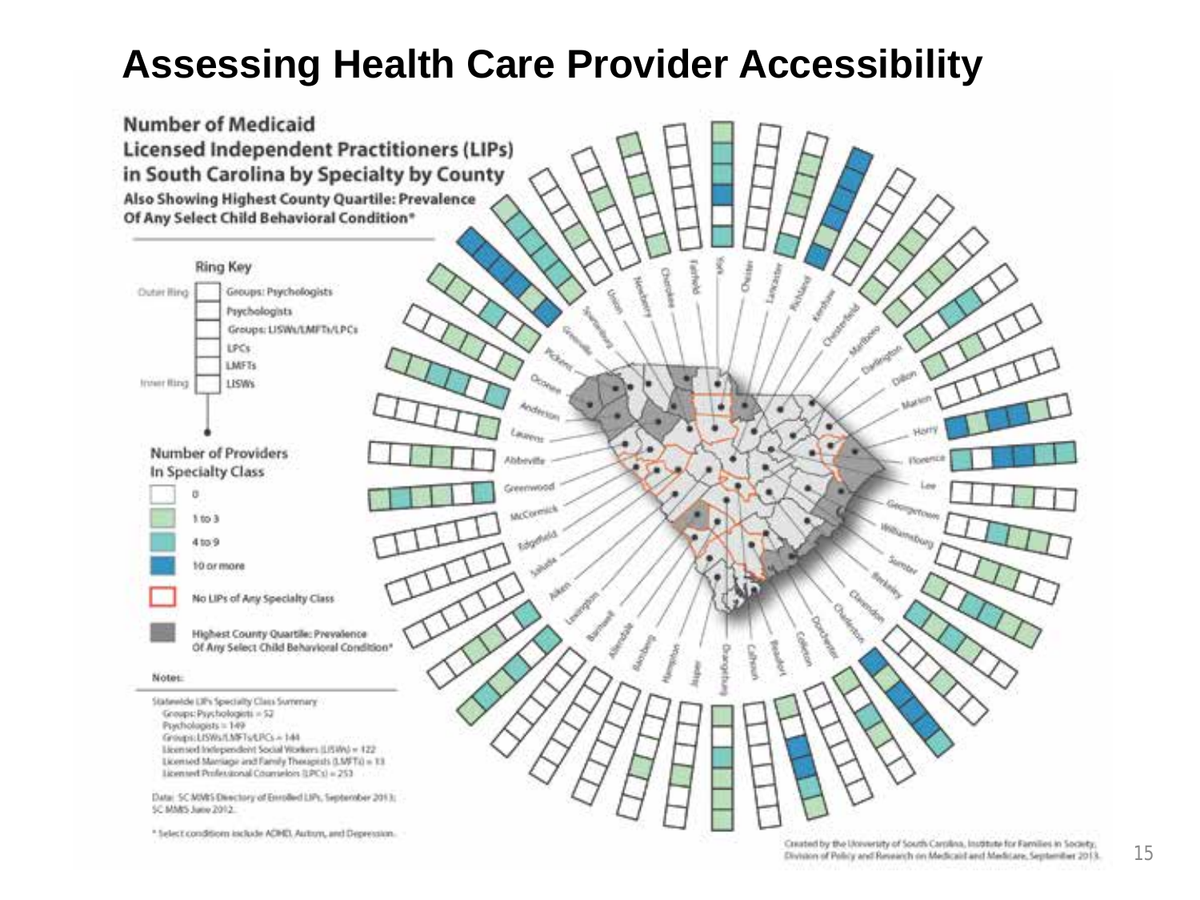# Assessing Health Care Provider Accessibility

**Number of Medicaid Licensed Independent Practitioners (LIPs) in South Carolina by Specialty by County**

**Also Showing Highest County Quartile: Prevalence Of Any Select Child Behavioral Condition***

**Ring Key**

- Outer Ring: Groups: Psychologists
- Psychologists
- Groups: LISWs/LMFTs/LPCs
- LPCs
- LMFTs
- Inner Ring: LISWs

**Number of Providers In Specialty Class**

- 0
- 1 to 3
- 4 to 9
- 10 or more
- No LIPs of Any Specialty Class
- Highest County Quartile: Prevalence Of Any Select Child Behavioral Condition*

Notes:

Statewide LIPs Specialty Class Summary
Groups: Psychologists = 52
Psychologists = 149
Groups: LISWs/LMFTs/LPCs = 144
Licensed Independent Social Workers (LISWs) = 122
Licensed Marriage and Family Therapists (LMFTs) = 13
Licensed Professional Counselors (LPCs) = 253

Data: SC MMIS Directory of Enrolled LIPs, September 2013; SC MMIS June 2012.

* Select conditions include ADHD, Autism, and Depression.

Created by the University of South Carolina, Institute for Families in Society, Division of Policy and Research on Medicaid and Medicare, September 2013.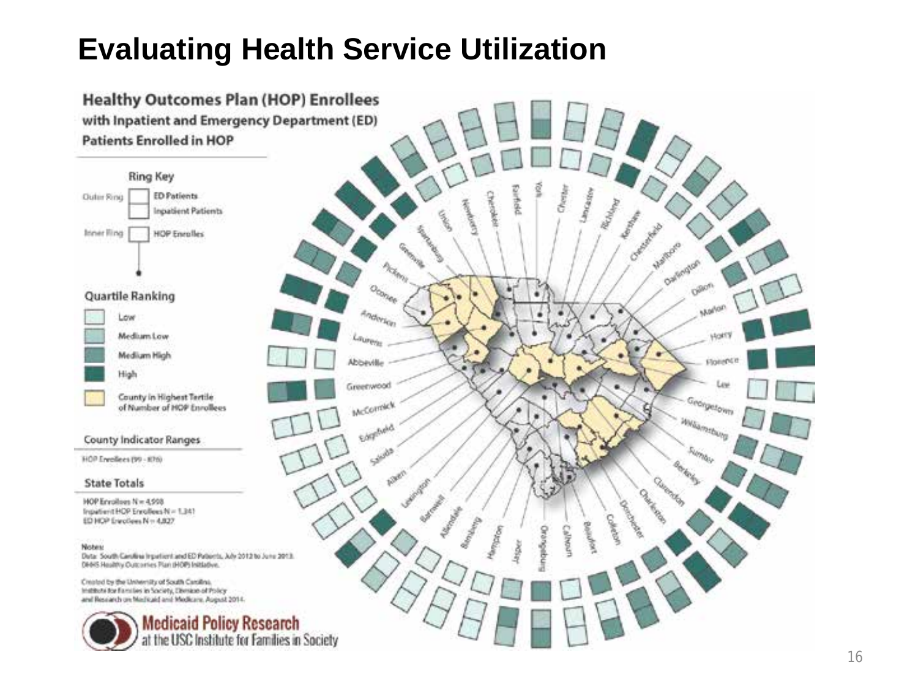# Evaluating Health Service Utilization

**Healthy Outcomes Plan (HOP) Enrollees with Inpatient and Emergency Department (ED) Patients Enrolled in HOP**

**Ring Key**

- Outer Ring: ED Patients, Inpatient Patients
- Inner Ring: HOP Enrolles

**Quartile Ranking**

- Low
- Medium Low
- Medium High
- High
- County in Highest Tertile of Number of HOP Enrollees

**County Indicator Ranges**

HOP Enrollees (99 - 876)

**State Totals**

HOP Enrollees N = 4,998
Inpatient HOP Enrollees N = 1,341
ED HOP Enrollees N = 4,827

**Notes:**

Data: South Carolina Inpatient and ED Patients, July 2012 to June 2013. DHHS Healthy Outcomes Plan (HOP) Initiative.

Created by the University of South Carolina, Institute for Families in Society, Division of Policy and Research on Medicaid and Medicare, August 2014.

Medicaid Policy Research at the USC Institute for Families in Society

Counties: York, Chester, Lancaster, Richland, Kershaw, Chesterfield, Marlboro, Darlington, Dillon, Marion, Horry, Florence, Lee, Georgetown, Williamsburg, Sumter, Berkeley, Clarendon, Charleston, Dorchester, Colleton, Beaufort, Calhoun, Orangeburg, Jasper, Hampton, Bamberg, Allendale, Barnwell, Lexington, Aiken, Saluda, Edgefield, McCormick, Greenwood, Abbeville, Laurens, Anderson, Oconee, Pickens, Greenville, Spartanburg, Union, Newberry, Cherokee, Fairfield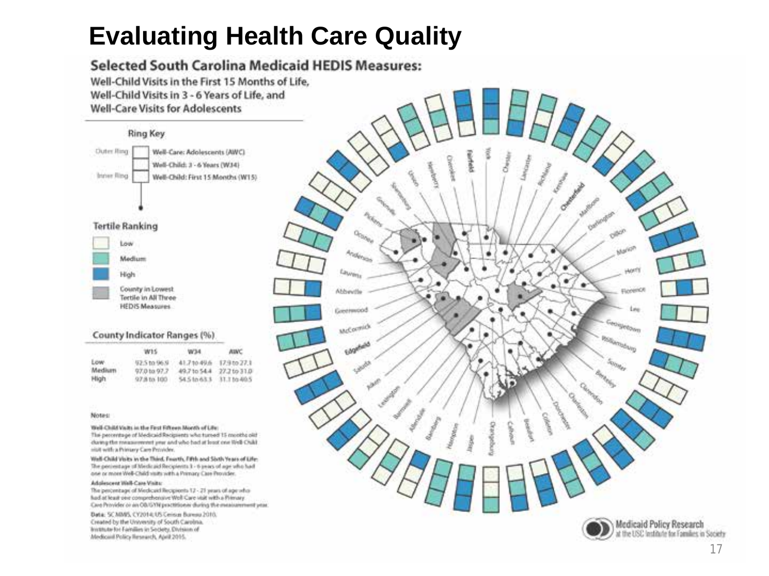# Evaluating Health Care Quality

## Selected South Carolina Medicaid HEDIS Measures:

**Well-Child Visits in the First 15 Months of Life, Well-Child Visits in 3 - 6 Years of Life, and Well-Care Visits for Adolescents**

### Ring Key

- Outer Ring: Well-Care: Adolescents (AWC)
- Well-Child: 3 - 6 Years (W34)
- Inner Ring: Well-Child: First 15 Months (W15)

### Tertile Ranking

- Low
- Medium
- High
- County in Lowest Tertile in All Three HEDIS Measures

### County Indicator Ranges (%)

| | W15 | W34 | AWC |
|---|---|---|---|
| Low | 92.5 to 96.9 | 41.7 to 49.6 | 17.9 to 27.1 |
| Medium | 97.0 to 97.7 | 49.7 to 54.4 | 27.2 to 31.0 |
| High | 97.8 to 100 | 54.5 to 63.3 | 31.1 to 40.5 |

**Notes:**

**Well-Child Visits in the First Fifteen Month of Life:** The percentage of Medicaid Recipients who turned 15 months old during the measurement year and who had at least one Well-Child visit with a Primary Care Provider.

**Well-Child Visits in the Third, Fourth, Fifth and Sixth Years of Life:** The percentage of Medicaid Recipients 3 - 6 years of age who had one or more Well-Child visits with a Primary Care Provider.

**Adolescent Well-Care Visits:** The percentage of Medicaid Recipients 12 - 21 years of age who had at least one comprehensive Well-Care visit with a Primary Care Provider or an OB/GYN practitioner during the measurement year.

**Data:** SC MMIS, CY2014; US Census Bureau 2010. Created by the University of South Carolina, Institute for Families in Society, Division of Medicaid Policy Research, April 2015.

Counties: York, Chester, Lancaster, Richland, Kershaw, Chesterfield, Marlboro, Darlington, Dillon, Marion, Horry, Florence, Lee, Georgetown, Williamsburg, Sumter, Berkeley, Clarendon, Charleston, Dorchester, Colleton, Beaufort, Calhoun, Orangeburg, Jasper, Hampton, Bamberg, Allendale, Barnwell, Lexington, Aiken, Saluda, Edgefield, McCormick, Greenwood, Abbeville, Laurens, Anderson, Oconee, Pickens, Greenville, Spartanburg, Union, Newberry, Cherokee, Fairfield

Medicaid Policy Research at the USC Institute for Families in Society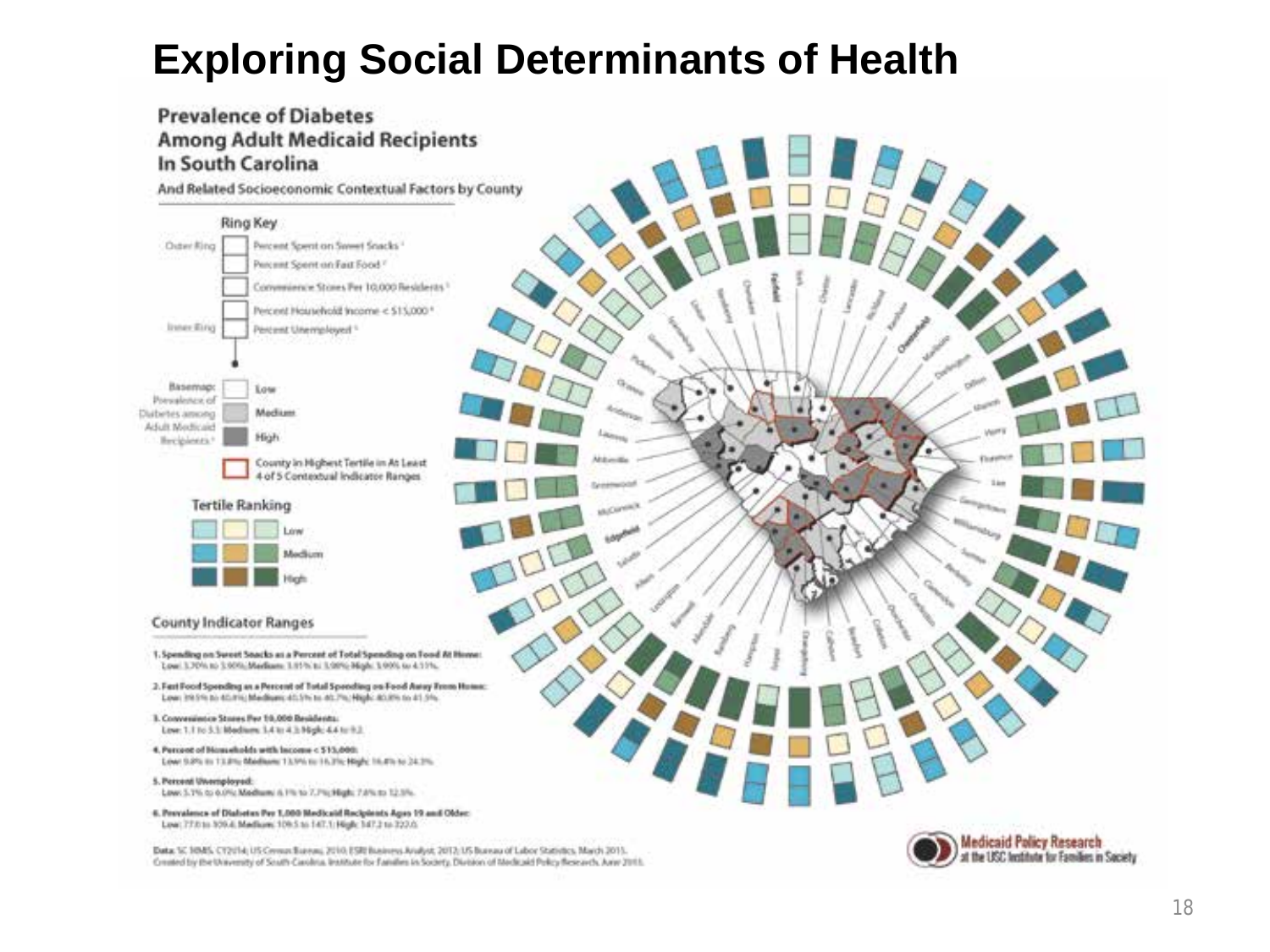# Exploring Social Determinants of Health

## Prevalence of Diabetes Among Adult Medicaid Recipients In South Carolina

**And Related Socioeconomic Contextual Factors by County**

### Ring Key

- Outer Ring: Percent Spent on Sweet Snacks [1]
- Percent Spent on Fast Food [2]
- Convenience Stores Per 10,000 Residents [3]
- Percent Household Income < $15,000 [4]
- Inner Ring: Percent Unemployed [5]

Basemap: Prevalence of Diabetes among Adult Medicaid Recipients [6]

- Low
- Medium
- High

County in Highest Tertile in At Least 4 of 5 Contextual Indicator Ranges

### Tertile Ranking

- Low
- Medium
- High

### County Indicator Ranges

1. **Spending on Sweet Snacks as a Percent of Total Spending on Food At Home:** Low: 3.70% to 3.90%; Medium: 3.91% to 3.98%; High: 3.99% to 4.11%.
2. **Fast Food Spending as a Percent of Total Spending on Food Away From Home:** Low: 39.5% to 40.4%; Medium: 40.5% to 40.7%; High: 40.8% to 41.5%.
3. **Convenience Stores Per 10,000 Residents:** Low: 1.1 to 3.3; Medium: 3.4 to 4.3; High: 4.4 to 9.2.
4. **Percent of Households with Income < $15,000:** Low: 9.8% to 13.8%; Medium: 13.9% to 16.3%; High: 16.4% to 24.3%.
5. **Percent Unemployed:** Low: 5.1% to 6.0%; Medium: 6.1% to 7.7%; High: 7.8% to 12.5%.
6. **Prevalence of Diabetes Per 1,000 Medicaid Recipients Ages 19 and Older:** Low: 77.0 to 109.4; Medium: 109.5 to 147.1; High: 147.2 to 322.0.

Data: SC MMIS, CY2014; US Census Bureau, 2010; ESRI Business Analyst, 2012; US Bureau of Labor Statistics, March 2015. Created by the University of South Carolina, Institute for Families in Society, Division of Medicaid Policy Research, June 2015.

Medicaid Policy Research at the USC Institute for Families in Society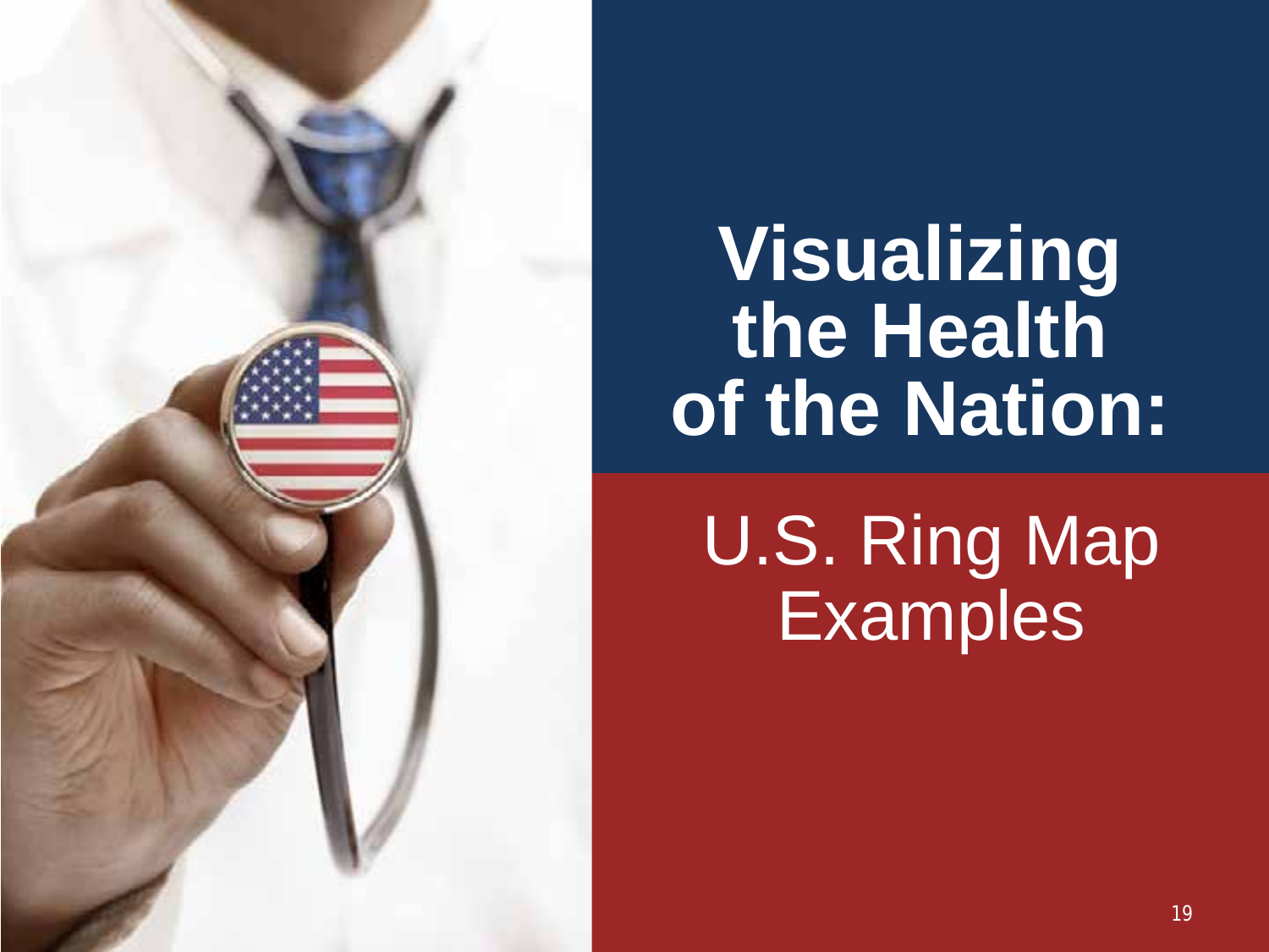# Visualizing the Health of the Nation:

## U.S. Ring Map Examples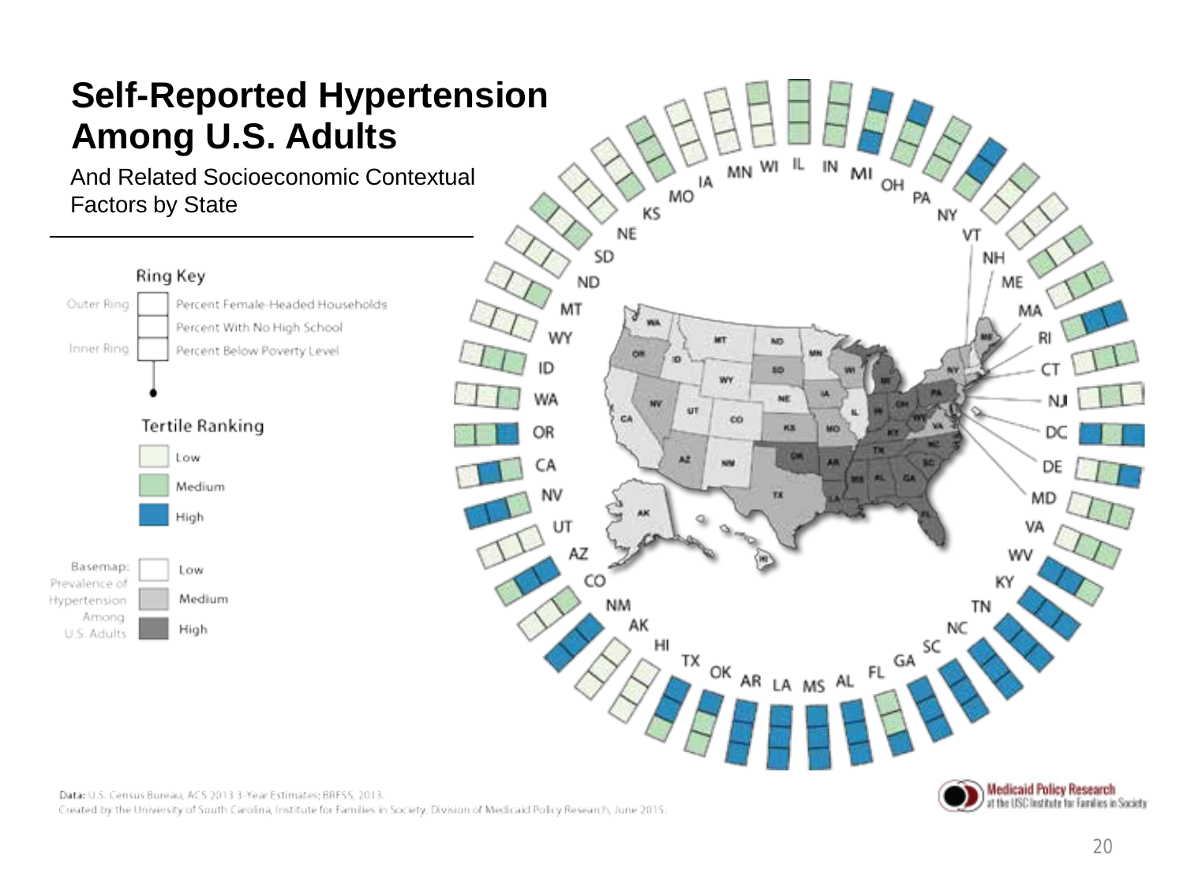# Self-Reported Hypertension Among U.S. Adults

And Related Socioeconomic Contextual Factors by State

**Ring Key**

- Outer Ring: Percent Female-Headed Households
- Percent With No High School
- Inner Ring: Percent Below Poverty Level

**Tertile Ranking**

- Low
- Medium
- High

**Basemap: Prevalence of Hypertension Among U.S. Adults**

- Low
- Medium
- High

**Data:** U.S. Census Bureau, ACS 2013 3-Year Estimates; BRFSS, 2013.

Created by the University of South Carolina, Institute for Families in Society, Division of Medicaid Policy Research, June 2015.

Medicaid Policy Research at the USC Institute for Families in Society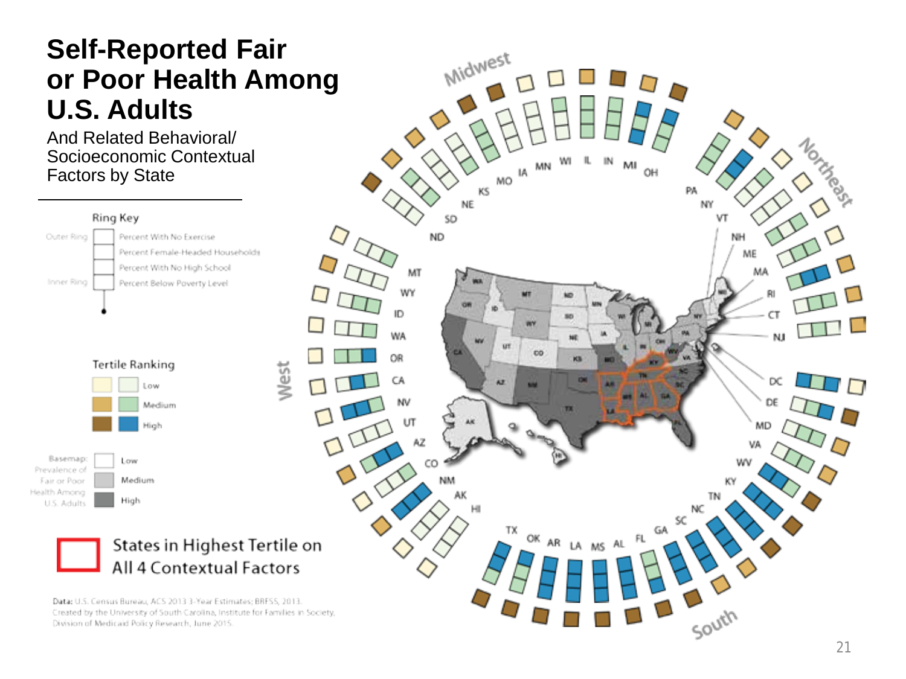# Self-Reported Fair or Poor Health Among U.S. Adults

And Related Behavioral/ Socioeconomic Contextual Factors by State

**Ring Key**

- Outer Ring — Percent With No Exercise
- Percent Female-Headed Households
- Percent With No High School
- Inner Ring — Percent Below Poverty Level

**Tertile Ranking**

- Low
- Medium
- High

Basemap: Prevalence of Fair or Poor Health Among U.S. Adults

- Low
- Medium
- High

States in Highest Tertile on All 4 Contextual Factors

Midwest: ND, SD, NE, KS, MO, IA, MN, WI, IL, IN, MI, OH

Northeast: PA, NY, VT, NH, ME, MA, RI, CT, NJ

South: DC, DE, MD, VA, WV, KY, TN, NC, SC, GA, FL, AL, MS, LA, AR, OK, TX

West: HI, AK, NM, CO, AZ, UT, NV, CA, OR, WA, ID, WY, MT

**Data:** U.S. Census Bureau, ACS 2013 3-Year Estimates; BRFSS, 2013. Created by the University of South Carolina, Institute for Families in Society, Division of Medicaid Policy Research, June 2015.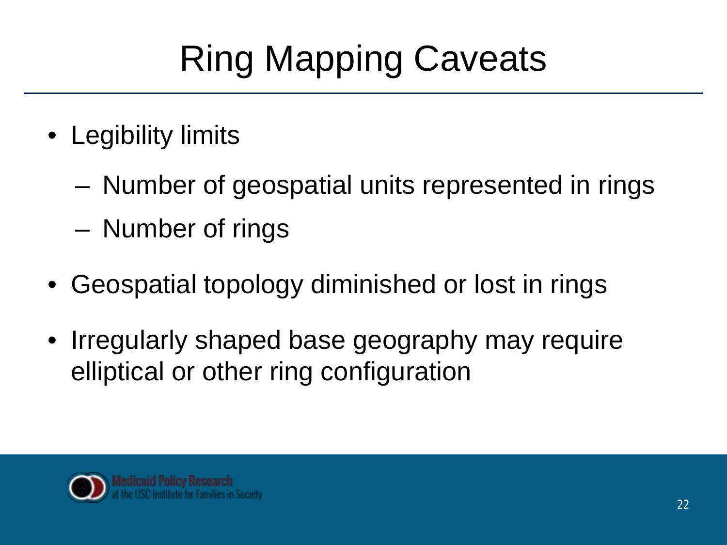# Ring Mapping Caveats

- Legibility limits
  - Number of geospatial units represented in rings
  - Number of rings
- Geospatial topology diminished or lost in rings
- Irregularly shaped base geography may require elliptical or other ring configuration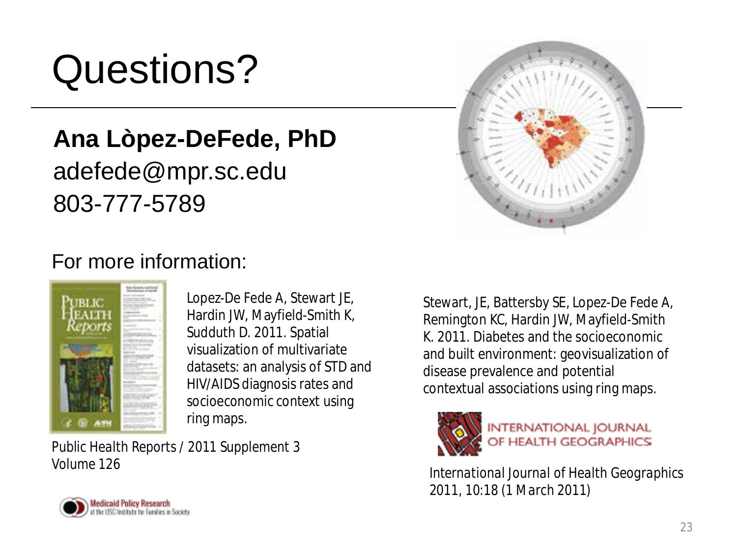# Questions?

**Ana Lòpez-DeFede, PhD**
adefede@mpr.sc.edu
803-777-5789

For more information:

Lopez-De Fede A, Stewart JE, Hardin JW, Mayfield-Smith K, Sudduth D. 2011. Spatial visualization of multivariate datasets: an analysis of STD and HIV/AIDS diagnosis rates and socioeconomic context using ring maps.

Public Health Reports / 2011 Supplement 3
Volume 126

Stewart, JE, Battersby SE, Lopez-De Fede A, Remington KC, Hardin JW, Mayfield-Smith K. 2011. Diabetes and the socioeconomic and built environment: geovisualization of disease prevalence and potential contextual associations using ring maps.

International Journal of Health Geographics 2011, 10:18 (1 March 2011)

Medicaid Policy Research at the USC Institute for Families in Society